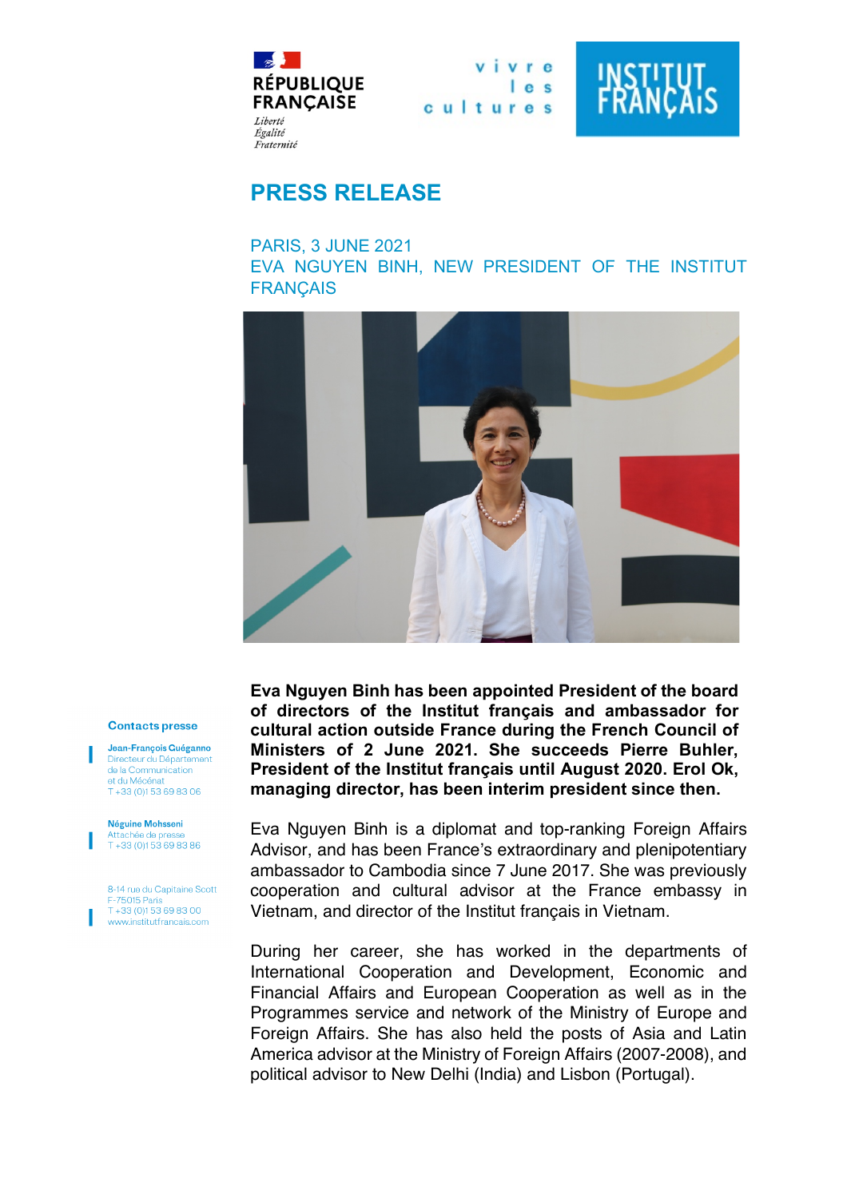RÉPUBLIQUE FRANÇAISE

*Liberté*
*Égalité*
*Fraternité*

vivre les cultures

INSTITUT FRANÇAIS

# PRESS RELEASE

PARIS, 3 JUNE 2021
EVA NGUYEN BINH, NEW PRESIDENT OF THE INSTITUT FRANÇAIS

**Eva Nguyen Binh has been appointed President of the board of directors of the Institut français and ambassador for cultural action outside France during the French Council of Ministers of 2 June 2021. She succeeds Pierre Buhler, President of the Institut français until August 2020. Erol Ok, managing director, has been interim president since then.**

Eva Nguyen Binh is a diplomat and top-ranking Foreign Affairs Advisor, and has been France's extraordinary and plenipotentiary ambassador to Cambodia since 7 June 2017. She was previously cooperation and cultural advisor at the France embassy in Vietnam, and director of the Institut français in Vietnam.

During her career, she has worked in the departments of International Cooperation and Development, Economic and Financial Affairs and European Cooperation as well as in the Programmes service and network of the Ministry of Europe and Foreign Affairs. She has also held the posts of Asia and Latin America advisor at the Ministry of Foreign Affairs (2007-2008), and political advisor to New Delhi (India) and Lisbon (Portugal).

**Contacts presse**

**Jean-François Guéganno**
Directeur du Département de la Communication et du Mécénat
T +33 (0)1 53 69 83 06

**Néguine Mohsseni**
Attachée de presse
T +33 (0)1 53 69 83 86

8-14 rue du Capitaine Scott
F-75015 Paris
T +33 (0)1 53 69 83 00
www.institutfrancais.com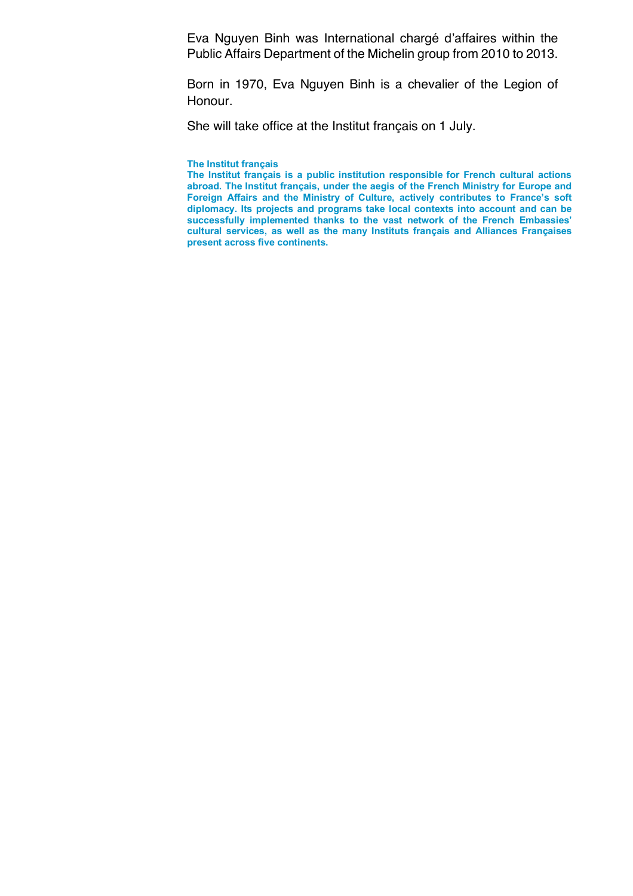Eva Nguyen Binh was International chargé d'affaires within the Public Affairs Department of the Michelin group from 2010 to 2013.

Born in 1970, Eva Nguyen Binh is a chevalier of the Legion of Honour.

She will take office at the Institut français on 1 July.

**The Institut français**
**The Institut français is a public institution responsible for French cultural actions abroad. The Institut français, under the aegis of the French Ministry for Europe and Foreign Affairs and the Ministry of Culture, actively contributes to France's soft diplomacy. Its projects and programs take local contexts into account and can be successfully implemented thanks to the vast network of the French Embassies' cultural services, as well as the many Instituts français and Alliances Françaises present across five continents.**